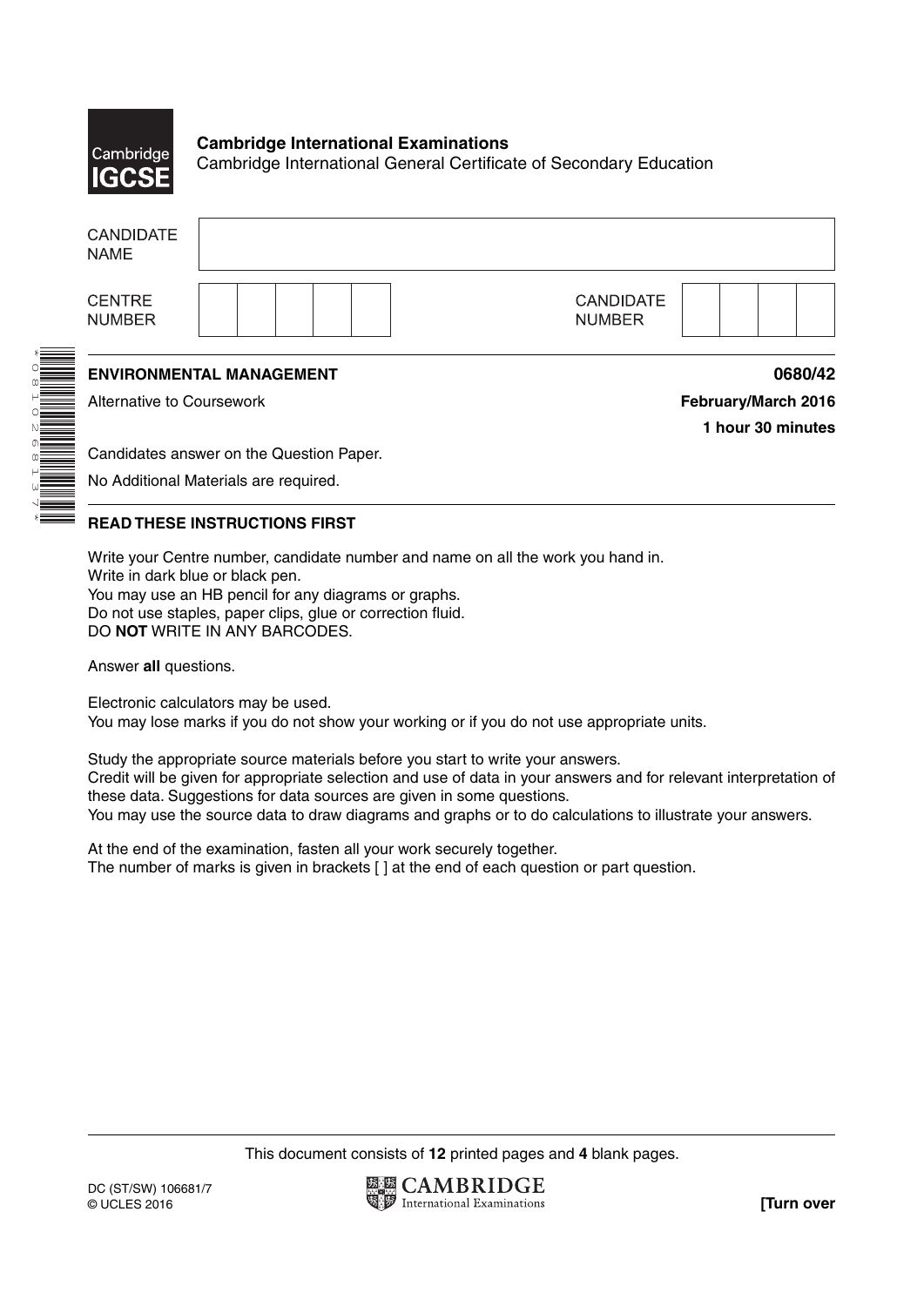**Cambridge International Examinations**
Cambridge International General Certificate of Secondary Education

| CANDIDATE NAME | |
|---|---|

| CENTRE NUMBER | | CANDIDATE NUMBER | |
|---|---|---|---|

**ENVIRONMENTAL MANAGEMENT** **0680/42**

Alternative to Coursework **February/March 2016**

**1 hour 30 minutes**

Candidates answer on the Question Paper.

No Additional Materials are required.

**READ THESE INSTRUCTIONS FIRST**

Write your Centre number, candidate number and name on all the work you hand in.
Write in dark blue or black pen.
You may use an HB pencil for any diagrams or graphs.
Do not use staples, paper clips, glue or correction fluid.
DO **NOT** WRITE IN ANY BARCODES.

Answer **all** questions.

Electronic calculators may be used.
You may lose marks if you do not show your working or if you do not use appropriate units.

Study the appropriate source materials before you start to write your answers.
Credit will be given for appropriate selection and use of data in your answers and for relevant interpretation of these data. Suggestions for data sources are given in some questions.
You may use the source data to draw diagrams and graphs or to do calculations to illustrate your answers.

At the end of the examination, fasten all your work securely together.
The number of marks is given in brackets [ ] at the end of each question or part question.

This document consists of **12** printed pages and **4** blank pages.

DC (ST/SW) 106681/7
© UCLES 2016

**[Turn over**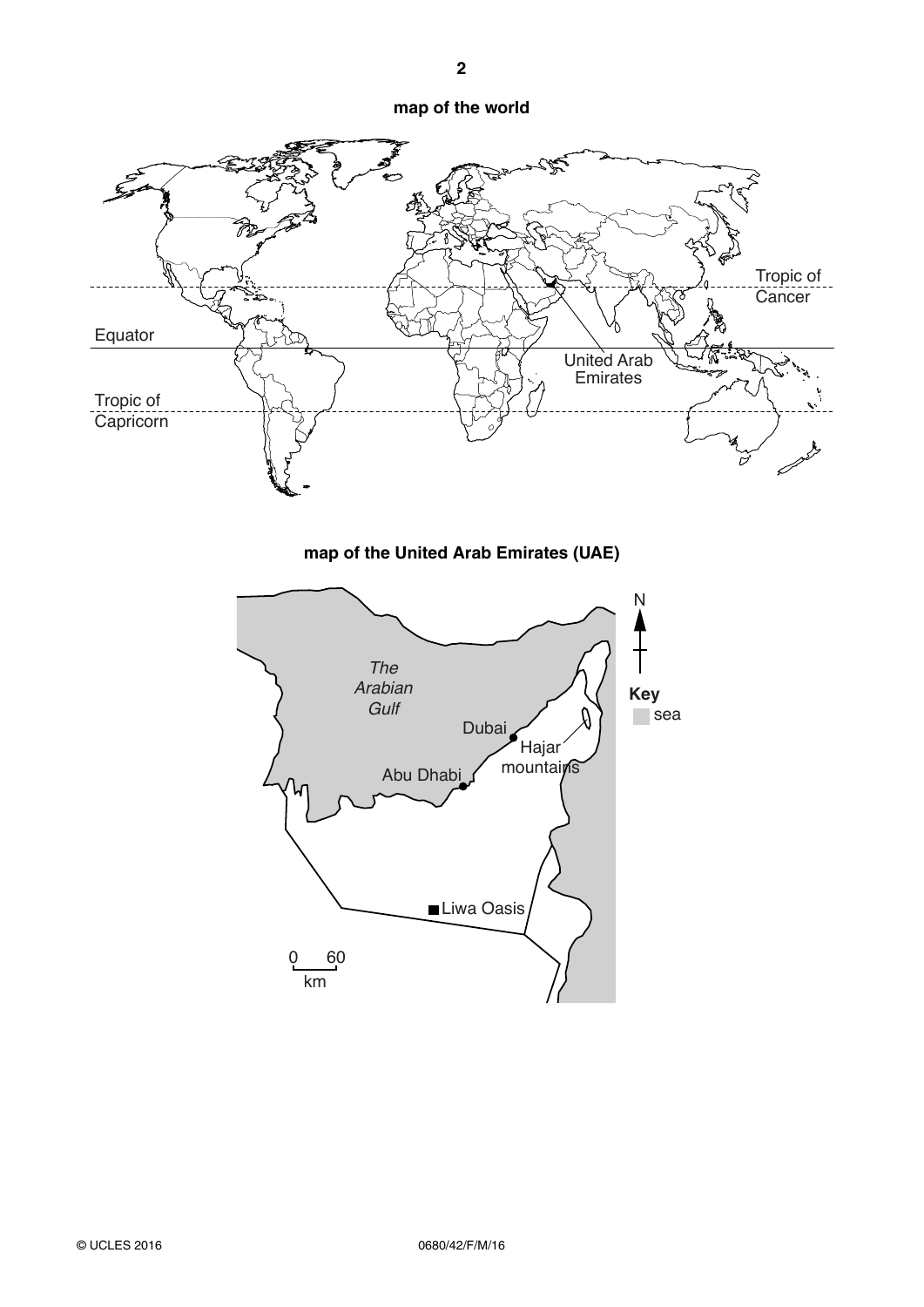**map of the world**

Tropic of Cancer

Equator

United Arab Emirates

Tropic of Capricorn

**map of the United Arab Emirates (UAE)**

*The Arabian Gulf*

Dubai

Hajar mountains

Abu Dhabi

Liwa Oasis

0 60
km

N

**Key**
sea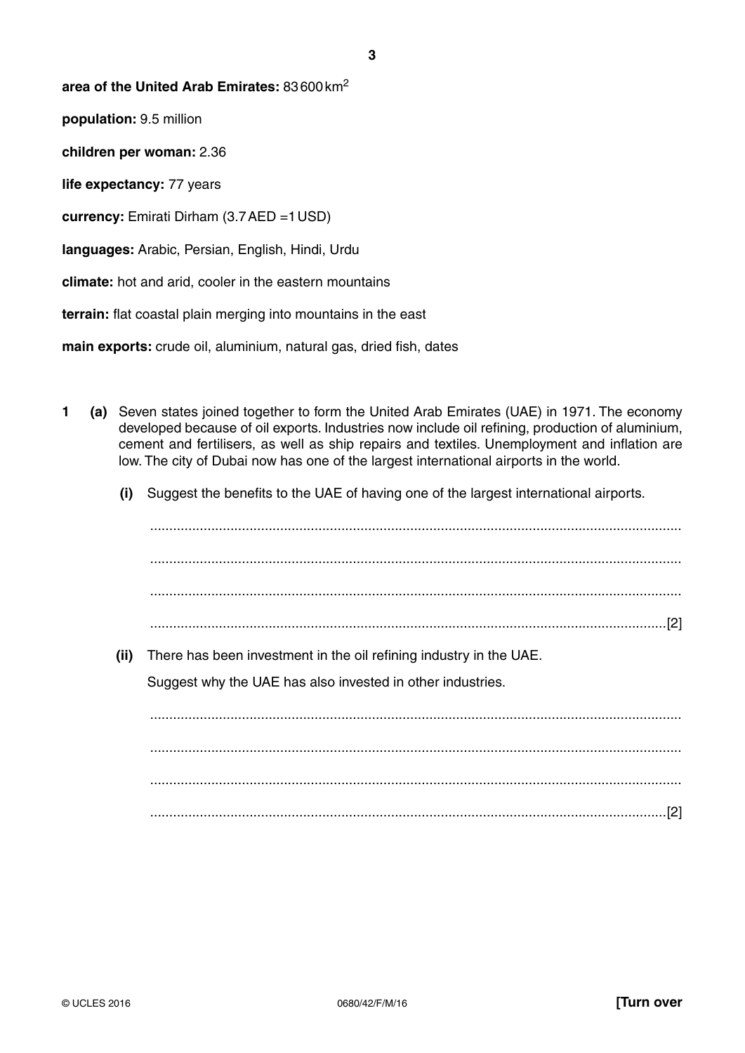**area of the United Arab Emirates:** 83 600 km$^2$

**population:** 9.5 million

**children per woman:** 2.36

**life expectancy:** 77 years

**currency:** Emirati Dirham (3.7 AED = 1 USD)

**languages:** Arabic, Persian, English, Hindi, Urdu

**climate:** hot and arid, cooler in the eastern mountains

**terrain:** flat coastal plain merging into mountains in the east

**main exports:** crude oil, aluminium, natural gas, dried fish, dates

**1 (a)** Seven states joined together to form the United Arab Emirates (UAE) in 1971. The economy developed because of oil exports. Industries now include oil refining, production of aluminium, cement and fertilisers, as well as ship repairs and textiles. Unemployment and inflation are low. The city of Dubai now has one of the largest international airports in the world.

**(i)** Suggest the benefits to the UAE of having one of the largest international airports.

..........................................................................................................................................

..........................................................................................................................................

..........................................................................................................................................

.......................................................................................................................................[2]

**(ii)** There has been investment in the oil refining industry in the UAE.

Suggest why the UAE has also invested in other industries.

..........................................................................................................................................

..........................................................................................................................................

..........................................................................................................................................

.......................................................................................................................................[2]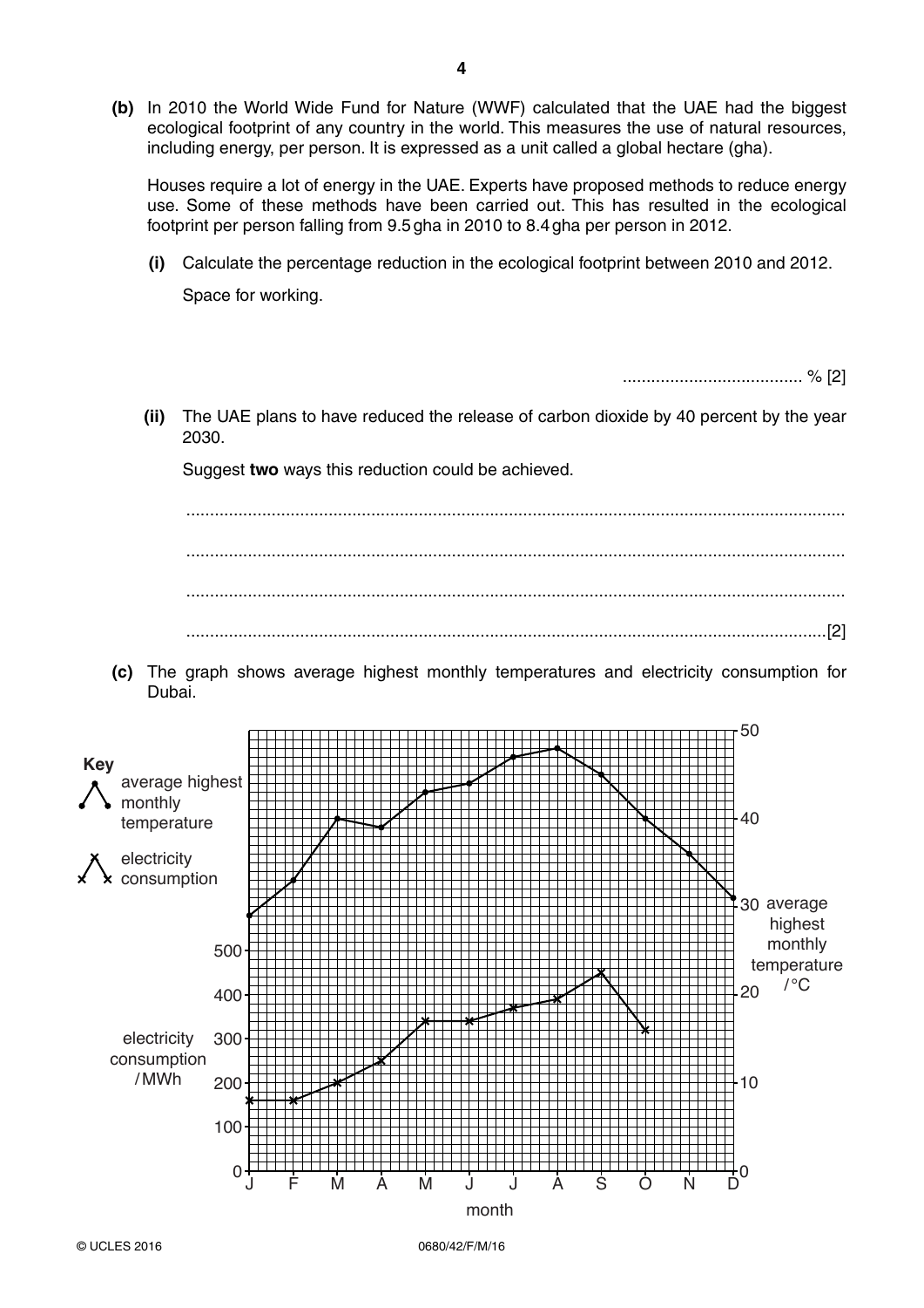**(b)** In 2010 the World Wide Fund for Nature (WWF) calculated that the UAE had the biggest ecological footprint of any country in the world. This measures the use of natural resources, including energy, per person. It is expressed as a unit called a global hectare (gha).

Houses require a lot of energy in the UAE. Experts have proposed methods to reduce energy use. Some of these methods have been carried out. This has resulted in the ecological footprint per person falling from 9.5 gha in 2010 to 8.4 gha per person in 2012.

**(i)** Calculate the percentage reduction in the ecological footprint between 2010 and 2012.

Space for working.

...................................... % [2]

**(ii)** The UAE plans to have reduced the release of carbon dioxide by 40 percent by the year 2030.

Suggest **two** ways this reduction could be achieved.

..........................................................................................................................................

..........................................................................................................................................

..........................................................................................................................................

.......................................................................................................................................[2]

**(c)** The graph shows average highest monthly temperatures and electricity consumption for Dubai.

Key:
- average highest monthly temperature (dots)
- electricity consumption (crosses)

| month | J | F | M | A | M | J | J | A | S | O | N | D |
|---|---|---|---|---|---|---|---|---|---|---|---|---|
| average highest monthly temperature / °C | 29 | 33 | 40 | 39 | 43 | 44 | 47 | 48 | 45 | 40 | 36 | 31 |
| electricity consumption / MWh | 160 | 160 | 200 | 250 | 340 | 340 | 370 | 390 | 450 | 320 | | |

Left axis: electricity consumption / MWh (0 to 500). Right axis: average highest monthly temperature / °C (0 to 50). Horizontal axis: month.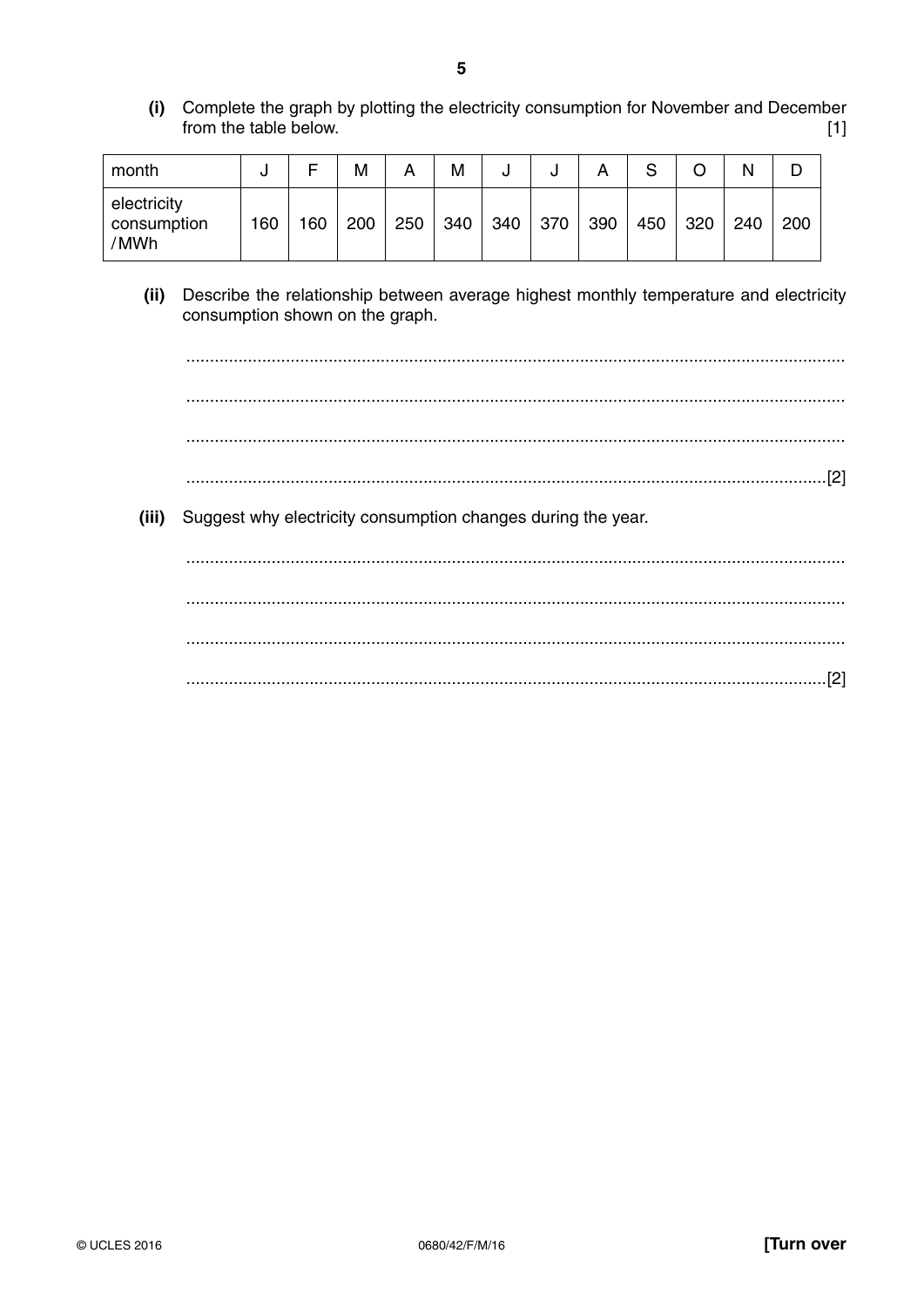**(i)** Complete the graph by plotting the electricity consumption for November and December from the table below. [1]

| month | J | F | M | A | M | J | J | A | S | O | N | D |
|---|---|---|---|---|---|---|---|---|---|---|---|---|
| electricity consumption / MWh | 160 | 160 | 200 | 250 | 340 | 340 | 370 | 390 | 450 | 320 | 240 | 200 |

**(ii)** Describe the relationship between average highest monthly temperature and electricity consumption shown on the graph.

.......................................................................................................................................

.......................................................................................................................................

.......................................................................................................................................

....................................................................................................................................... [2]

**(iii)** Suggest why electricity consumption changes during the year.

.......................................................................................................................................

.......................................................................................................................................

.......................................................................................................................................

....................................................................................................................................... [2]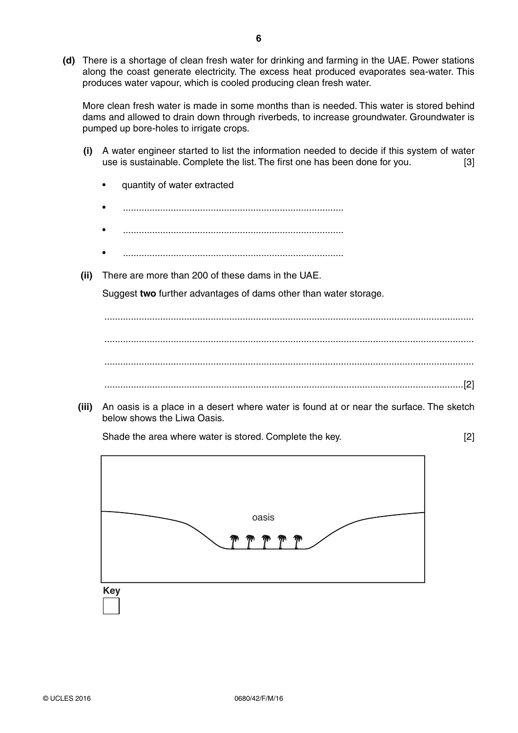**(d)** There is a shortage of clean fresh water for drinking and farming in the UAE. Power stations along the coast generate electricity. The excess heat produced evaporates sea-water. This produces water vapour, which is cooled producing clean fresh water.

More clean fresh water is made in some months than is needed. This water is stored behind dams and allowed to drain down through riverbeds, to increase groundwater. Groundwater is pumped up bore-holes to irrigate crops.

**(i)** A water engineer started to list the information needed to decide if this system of water use is sustainable. Complete the list. The first one has been done for you. [3]

- quantity of water extracted
- ..................................................................................
- ..................................................................................
- ..................................................................................

**(ii)** There are more than 200 of these dams in the UAE.

Suggest **two** further advantages of dams other than water storage.

..........................................................................................................................................

..........................................................................................................................................

..........................................................................................................................................

......................................................................................................................................[2]

**(iii)** An oasis is a place in a desert where water is found at or near the surface. The sketch below shows the Liwa Oasis.

Shade the area where water is stored. Complete the key. [2]

oasis

**Key**

☐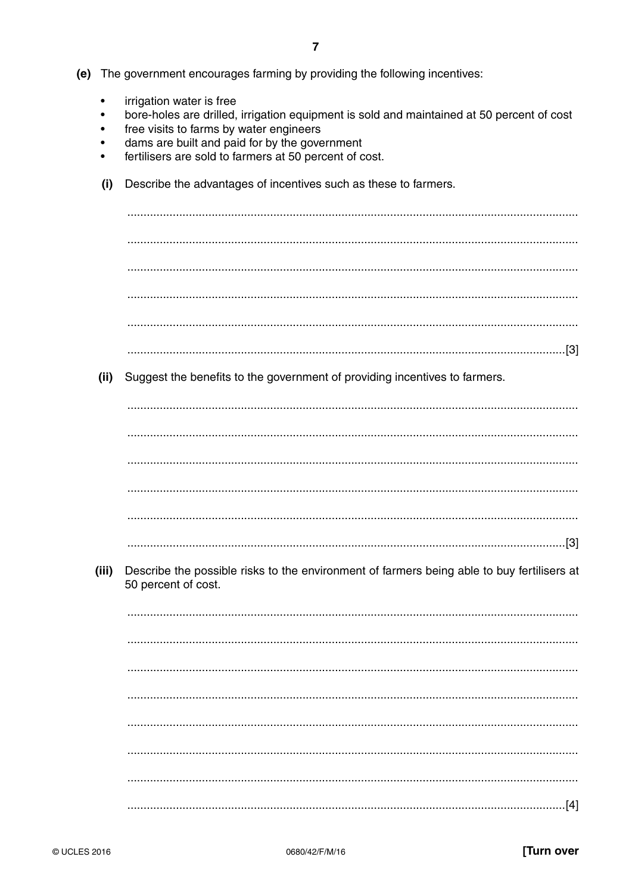**(e)** The government encourages farming by providing the following incentives:

- irrigation water is free
- bore-holes are drilled, irrigation equipment is sold and maintained at 50 percent of cost
- free visits to farms by water engineers
- dams are built and paid for by the government
- fertilisers are sold to farmers at 50 percent of cost.

**(i)** Describe the advantages of incentives such as these to farmers.

..........................................................................................................................................

..........................................................................................................................................

..........................................................................................................................................

..........................................................................................................................................

..........................................................................................................................................

......................................................................................................................................[3]

**(ii)** Suggest the benefits to the government of providing incentives to farmers.

..........................................................................................................................................

..........................................................................................................................................

..........................................................................................................................................

..........................................................................................................................................

..........................................................................................................................................

......................................................................................................................................[3]

**(iii)** Describe the possible risks to the environment of farmers being able to buy fertilisers at 50 percent of cost.

..........................................................................................................................................

..........................................................................................................................................

..........................................................................................................................................

..........................................................................................................................................

..........................................................................................................................................

..........................................................................................................................................

..........................................................................................................................................

......................................................................................................................................[4]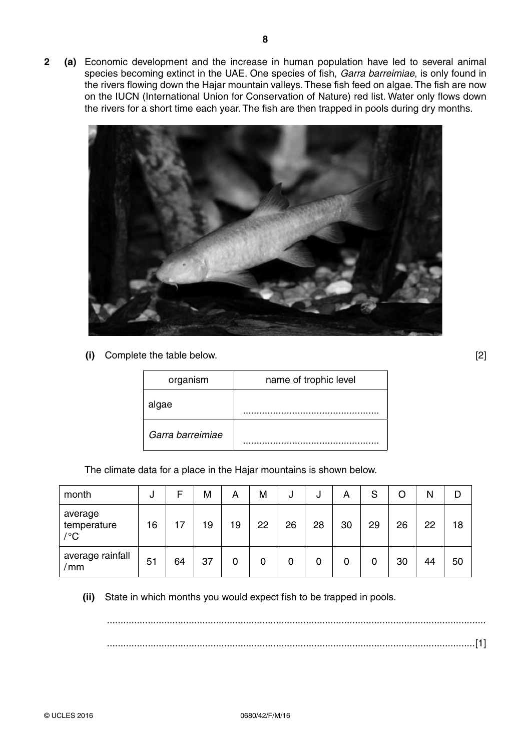**2 (a)** Economic development and the increase in human population have led to several animal species becoming extinct in the UAE. One species of fish, *Garra barreimiae*, is only found in the rivers flowing down the Hajar mountain valleys. These fish feed on algae. The fish are now on the IUCN (International Union for Conservation of Nature) red list. Water only flows down the rivers for a short time each year. The fish are then trapped in pools during dry months.

**(i)** Complete the table below. [2]

| organism | name of trophic level |
|---|---|
| algae | ................................................ |
| *Garra barreimiae* | ................................................ |

The climate data for a place in the Hajar mountains is shown below.

| month | J | F | M | A | M | J | J | A | S | O | N | D |
|---|---|---|---|---|---|---|---|---|---|---|---|---|
| average temperature /°C | 16 | 17 | 19 | 19 | 22 | 26 | 28 | 30 | 29 | 26 | 22 | 18 |
| average rainfall /mm | 51 | 64 | 37 | 0 | 0 | 0 | 0 | 0 | 0 | 30 | 44 | 50 |

**(ii)** State in which months you would expect fish to be trapped in pools.

..........................................................................................................................................

......................................................................................................................................[1]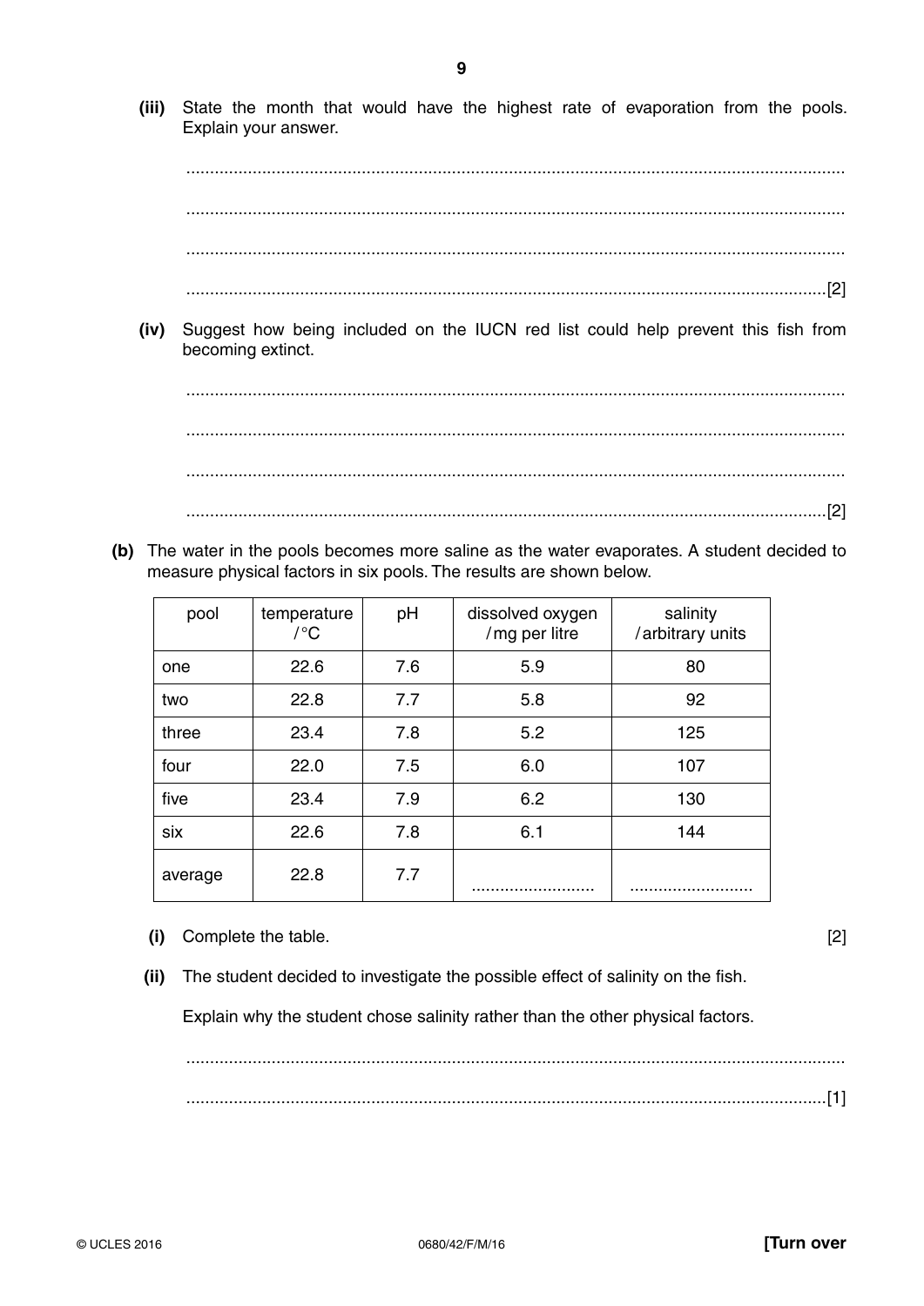**(iii)** State the month that would have the highest rate of evaporation from the pools. Explain your answer.

..........................................................................................................................................

..........................................................................................................................................

..........................................................................................................................................

.......................................................................................................................................[2]

**(iv)** Suggest how being included on the IUCN red list could help prevent this fish from becoming extinct.

..........................................................................................................................................

..........................................................................................................................................

..........................................................................................................................................

.......................................................................................................................................[2]

**(b)** The water in the pools becomes more saline as the water evaporates. A student decided to measure physical factors in six pools. The results are shown below.

| pool | temperature / °C | pH | dissolved oxygen / mg per litre | salinity / arbitrary units |
|---|---|---|---|---|
| one | 22.6 | 7.6 | 5.9 | 80 |
| two | 22.8 | 7.7 | 5.8 | 92 |
| three | 23.4 | 7.8 | 5.2 | 125 |
| four | 22.0 | 7.5 | 6.0 | 107 |
| five | 23.4 | 7.9 | 6.2 | 130 |
| six | 22.6 | 7.8 | 6.1 | 144 |
| average | 22.8 | 7.7 | .......................... | .......................... |

**(i)** Complete the table. [2]

**(ii)** The student decided to investigate the possible effect of salinity on the fish.

Explain why the student chose salinity rather than the other physical factors.

..........................................................................................................................................

.......................................................................................................................................[1]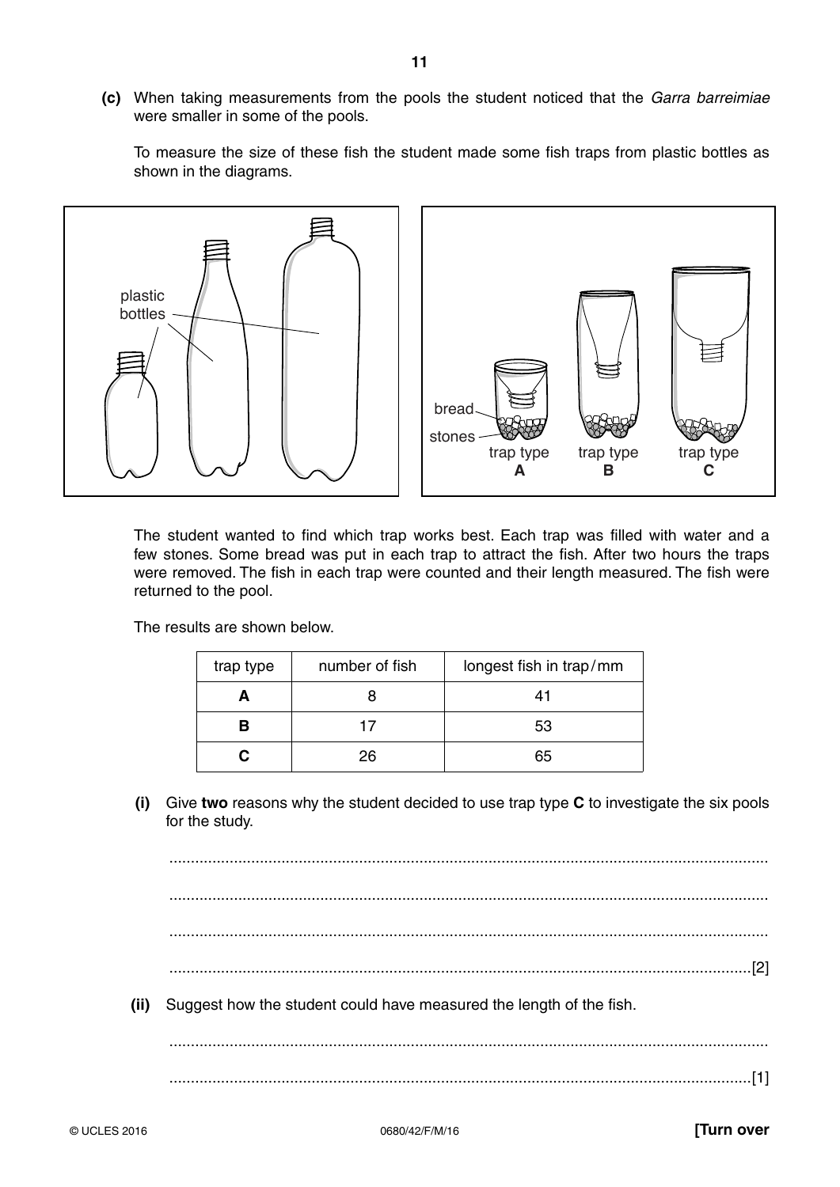**(c)** When taking measurements from the pools the student noticed that the *Garra barreimiae* were smaller in some of the pools.

To measure the size of these fish the student made some fish traps from plastic bottles as shown in the diagrams.

The student wanted to find which trap works best. Each trap was filled with water and a few stones. Some bread was put in each trap to attract the fish. After two hours the traps were removed. The fish in each trap were counted and their length measured. The fish were returned to the pool.

The results are shown below.

| trap type | number of fish | longest fish in trap / mm |
|---|---|---|
| **A** | 8 | 41 |
| **B** | 17 | 53 |
| **C** | 26 | 65 |

**(i)** Give **two** reasons why the student decided to use trap type **C** to investigate the six pools for the study.

..........................................................................................................................................

..........................................................................................................................................

..........................................................................................................................................

.......................................................................................................................................[2]

**(ii)** Suggest how the student could have measured the length of the fish.

..........................................................................................................................................

.......................................................................................................................................[1]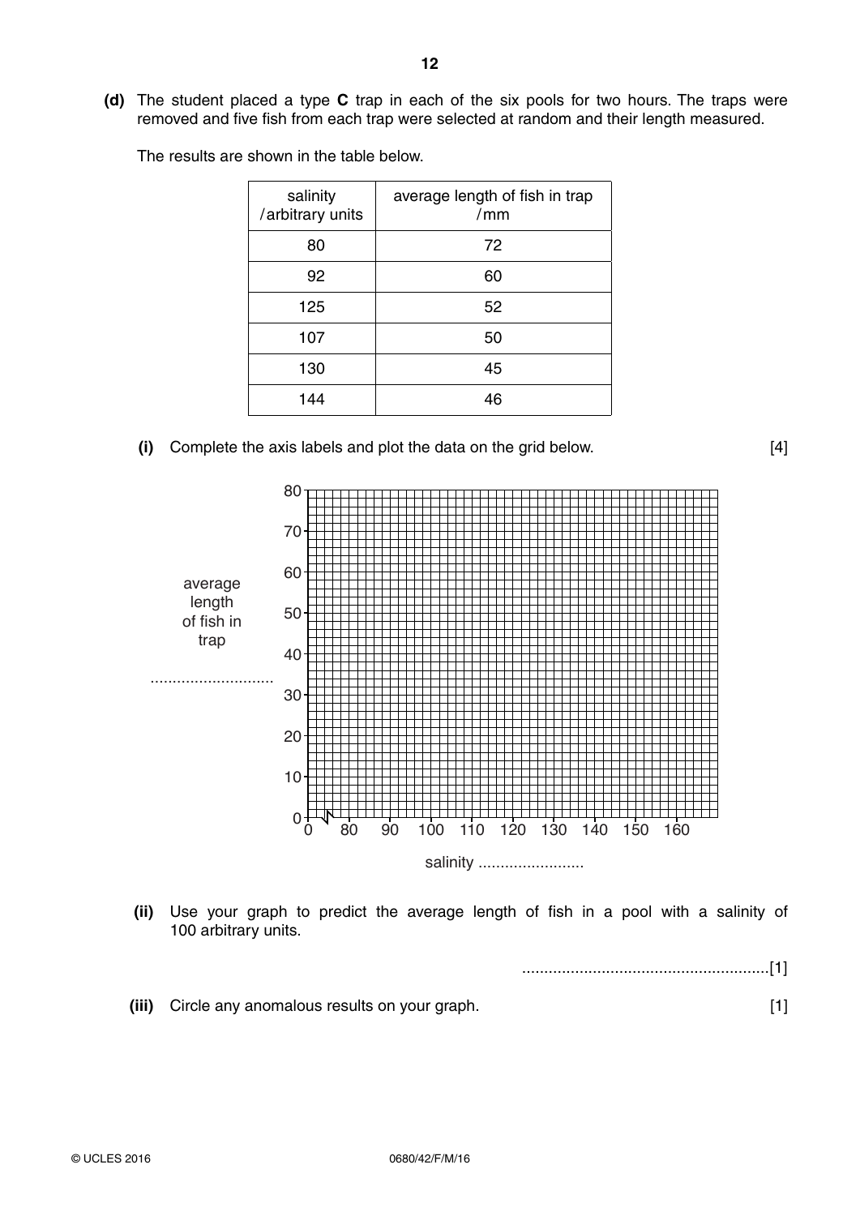**(d)** The student placed a type **C** trap in each of the six pools for two hours. The traps were removed and five fish from each trap were selected at random and their length measured.

The results are shown in the table below.

| salinity /arbitrary units | average length of fish in trap /mm |
|---|---|
| 80 | 72 |
| 92 | 60 |
| 125 | 52 |
| 107 | 50 |
| 130 | 45 |
| 144 | 46 |

**(i)** Complete the axis labels and plot the data on the grid below. [4]

average length of fish in trap ............................

salinity ........................

**(ii)** Use your graph to predict the average length of fish in a pool with a salinity of 100 arbitrary units.

.......................................................[1]

**(iii)** Circle any anomalous results on your graph. [1]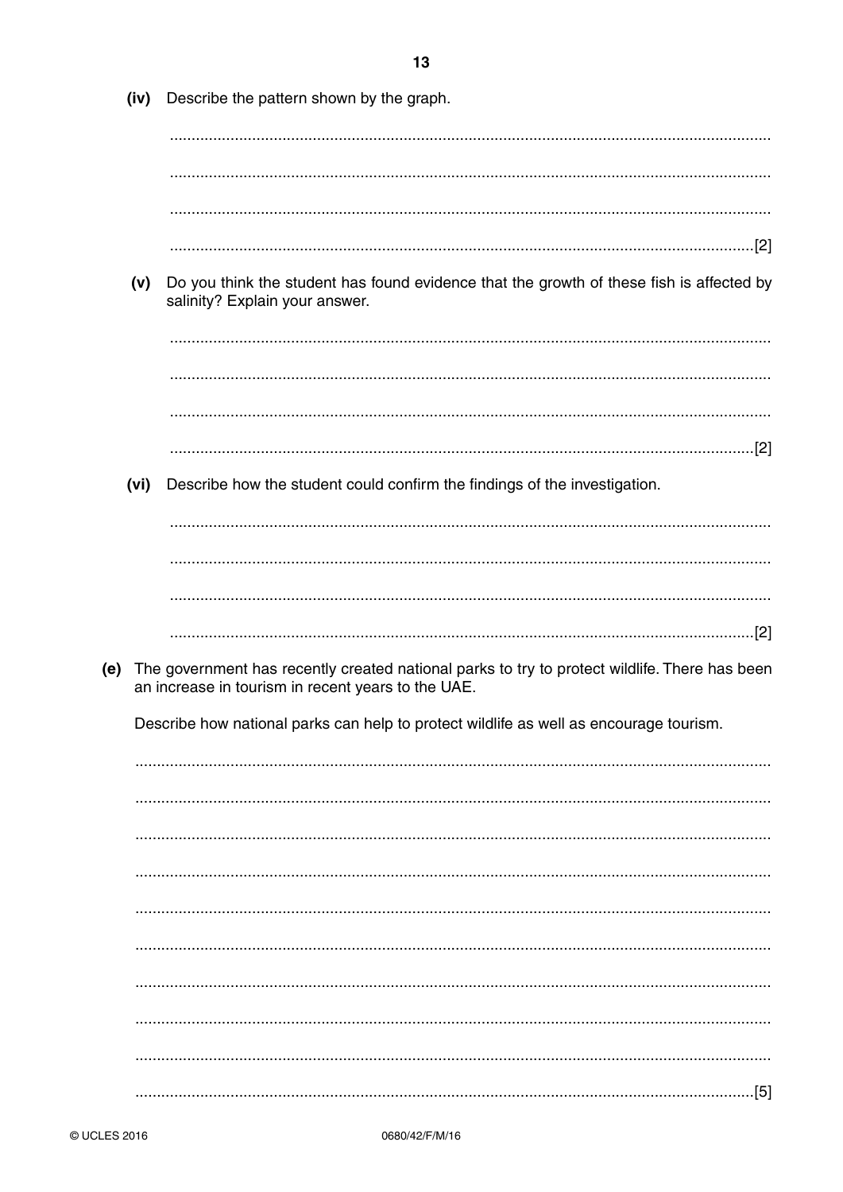(iv) Describe the pattern shown by the graph.

.......................................................................................................................................

.......................................................................................................................................

.......................................................................................................................................

.......................................................................................................................................[2]

(v) Do you think the student has found evidence that the growth of these fish is affected by salinity? Explain your answer.

.......................................................................................................................................

.......................................................................................................................................

.......................................................................................................................................

.......................................................................................................................................[2]

(vi) Describe how the student could confirm the findings of the investigation.

.......................................................................................................................................

.......................................................................................................................................

.......................................................................................................................................

.......................................................................................................................................[2]

(e) The government has recently created national parks to try to protect wildlife. There has been an increase in tourism in recent years to the UAE.

Describe how national parks can help to protect wildlife as well as encourage tourism.

.......................................................................................................................................

.......................................................................................................................................

.......................................................................................................................................

.......................................................................................................................................

.......................................................................................................................................

.......................................................................................................................................

.......................................................................................................................................

.......................................................................................................................................

.......................................................................................................................................

.......................................................................................................................................[5]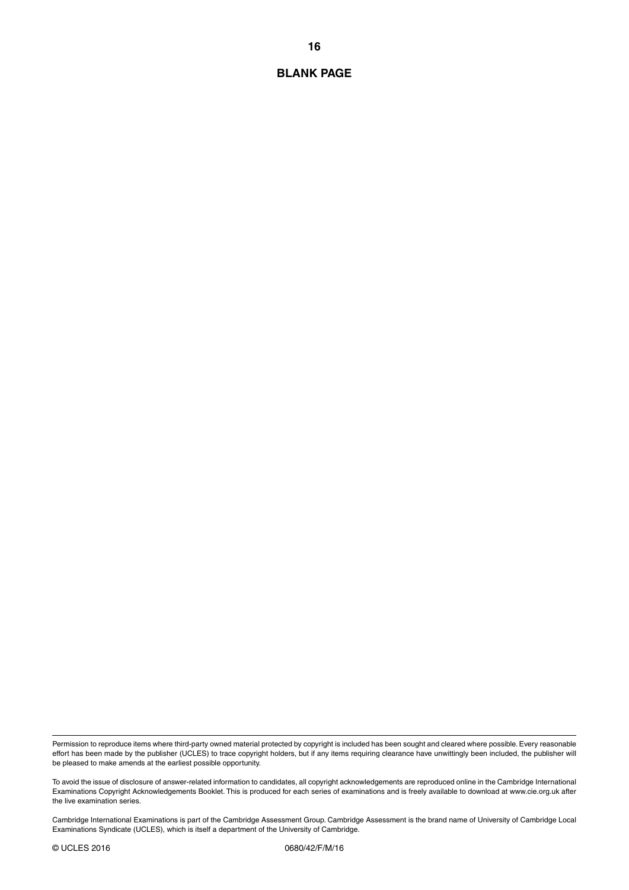**BLANK PAGE**

Permission to reproduce items where third-party owned material protected by copyright is included has been sought and cleared where possible. Every reasonable effort has been made by the publisher (UCLES) to trace copyright holders, but if any items requiring clearance have unwittingly been included, the publisher will be pleased to make amends at the earliest possible opportunity.

To avoid the issue of disclosure of answer-related information to candidates, all copyright acknowledgements are reproduced online in the Cambridge International Examinations Copyright Acknowledgements Booklet. This is produced for each series of examinations and is freely available to download at www.cie.org.uk after the live examination series.

Cambridge International Examinations is part of the Cambridge Assessment Group. Cambridge Assessment is the brand name of University of Cambridge Local Examinations Syndicate (UCLES), which is itself a department of the University of Cambridge.

© UCLES 2016 0680/42/F/M/16